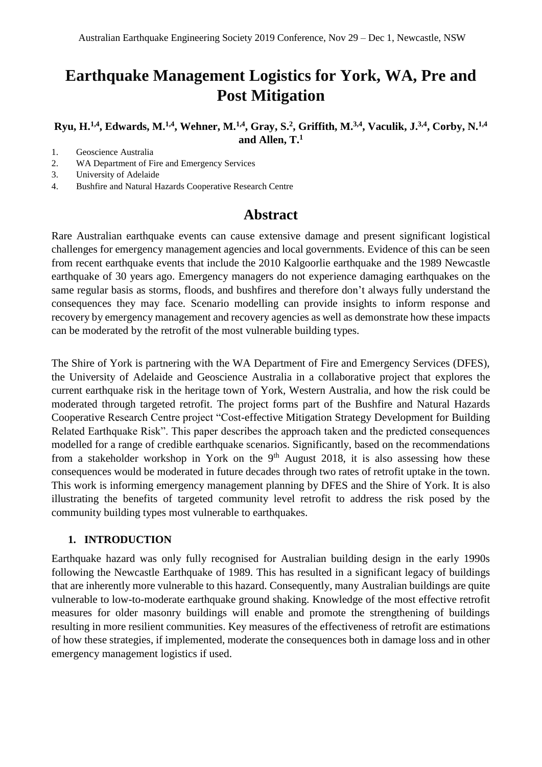# Earthquake Management Logistics for York, WA, Pre and Post Mitigation

**Ryu, H.[1,4], Edwards, M.[1,4], Wehner, M.[1,4], Gray, S.[2], Griffith, M.[3,4], Vaculik, J.[3,4], Corby, N.[1,4] and Allen, T.[1]**

1. Geoscience Australia
2. WA Department of Fire and Emergency Services
3. University of Adelaide
4. Bushfire and Natural Hazards Cooperative Research Centre

## Abstract

Rare Australian earthquake events can cause extensive damage and present significant logistical challenges for emergency management agencies and local governments. Evidence of this can be seen from recent earthquake events that include the 2010 Kalgoorlie earthquake and the 1989 Newcastle earthquake of 30 years ago. Emergency managers do not experience damaging earthquakes on the same regular basis as storms, floods, and bushfires and therefore don't always fully understand the consequences they may face. Scenario modelling can provide insights to inform response and recovery by emergency management and recovery agencies as well as demonstrate how these impacts can be moderated by the retrofit of the most vulnerable building types.

The Shire of York is partnering with the WA Department of Fire and Emergency Services (DFES), the University of Adelaide and Geoscience Australia in a collaborative project that explores the current earthquake risk in the heritage town of York, Western Australia, and how the risk could be moderated through targeted retrofit. The project forms part of the Bushfire and Natural Hazards Cooperative Research Centre project "Cost-effective Mitigation Strategy Development for Building Related Earthquake Risk". This paper describes the approach taken and the predicted consequences modelled for a range of credible earthquake scenarios. Significantly, based on the recommendations from a stakeholder workshop in York on the 9th August 2018, it is also assessing how these consequences would be moderated in future decades through two rates of retrofit uptake in the town. This work is informing emergency management planning by DFES and the Shire of York. It is also illustrating the benefits of targeted community level retrofit to address the risk posed by the community building types most vulnerable to earthquakes.

### 1. INTRODUCTION

Earthquake hazard was only fully recognised for Australian building design in the early 1990s following the Newcastle Earthquake of 1989. This has resulted in a significant legacy of buildings that are inherently more vulnerable to this hazard. Consequently, many Australian buildings are quite vulnerable to low-to-moderate earthquake ground shaking. Knowledge of the most effective retrofit measures for older masonry buildings will enable and promote the strengthening of buildings resulting in more resilient communities. Key measures of the effectiveness of retrofit are estimations of how these strategies, if implemented, moderate the consequences both in damage loss and in other emergency management logistics if used.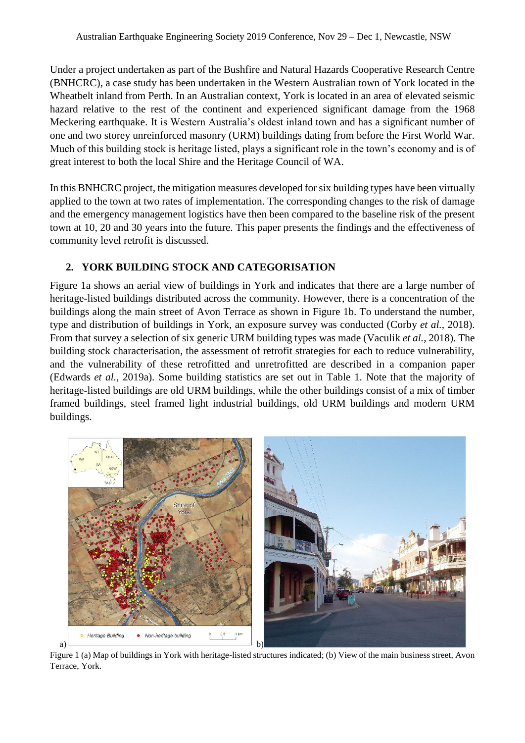Under a project undertaken as part of the Bushfire and Natural Hazards Cooperative Research Centre (BNHCRC), a case study has been undertaken in the Western Australian town of York located in the Wheatbelt inland from Perth. In an Australian context, York is located in an area of elevated seismic hazard relative to the rest of the continent and experienced significant damage from the 1968 Meckering earthquake. It is Western Australia's oldest inland town and has a significant number of one and two storey unreinforced masonry (URM) buildings dating from before the First World War. Much of this building stock is heritage listed, plays a significant role in the town's economy and is of great interest to both the local Shire and the Heritage Council of WA.

In this BNHCRC project, the mitigation measures developed for six building types have been virtually applied to the town at two rates of implementation. The corresponding changes to the risk of damage and the emergency management logistics have then been compared to the baseline risk of the present town at 10, 20 and 30 years into the future. This paper presents the findings and the effectiveness of community level retrofit is discussed.

## 2. YORK BUILDING STOCK AND CATEGORISATION

Figure 1a shows an aerial view of buildings in York and indicates that there are a large number of heritage-listed buildings distributed across the community. However, there is a concentration of the buildings along the main street of Avon Terrace as shown in Figure 1b. To understand the number, type and distribution of buildings in York, an exposure survey was conducted (Corby *et al.*, 2018). From that survey a selection of six generic URM building types was made (Vaculik *et al.*, 2018). The building stock characterisation, the assessment of retrofit strategies for each to reduce vulnerability, and the vulnerability of these retrofitted and unretrofitted are described in a companion paper (Edwards *et al.*, 2019a). Some building statistics are set out in Table 1. Note that the majority of heritage-listed buildings are old URM buildings, while the other buildings consist of a mix of timber framed buildings, steel framed light industrial buildings, old URM buildings and modern URM buildings.

Figure 1 (a) Map of buildings in York with heritage-listed structures indicated; (b) View of the main business street, Avon Terrace, York.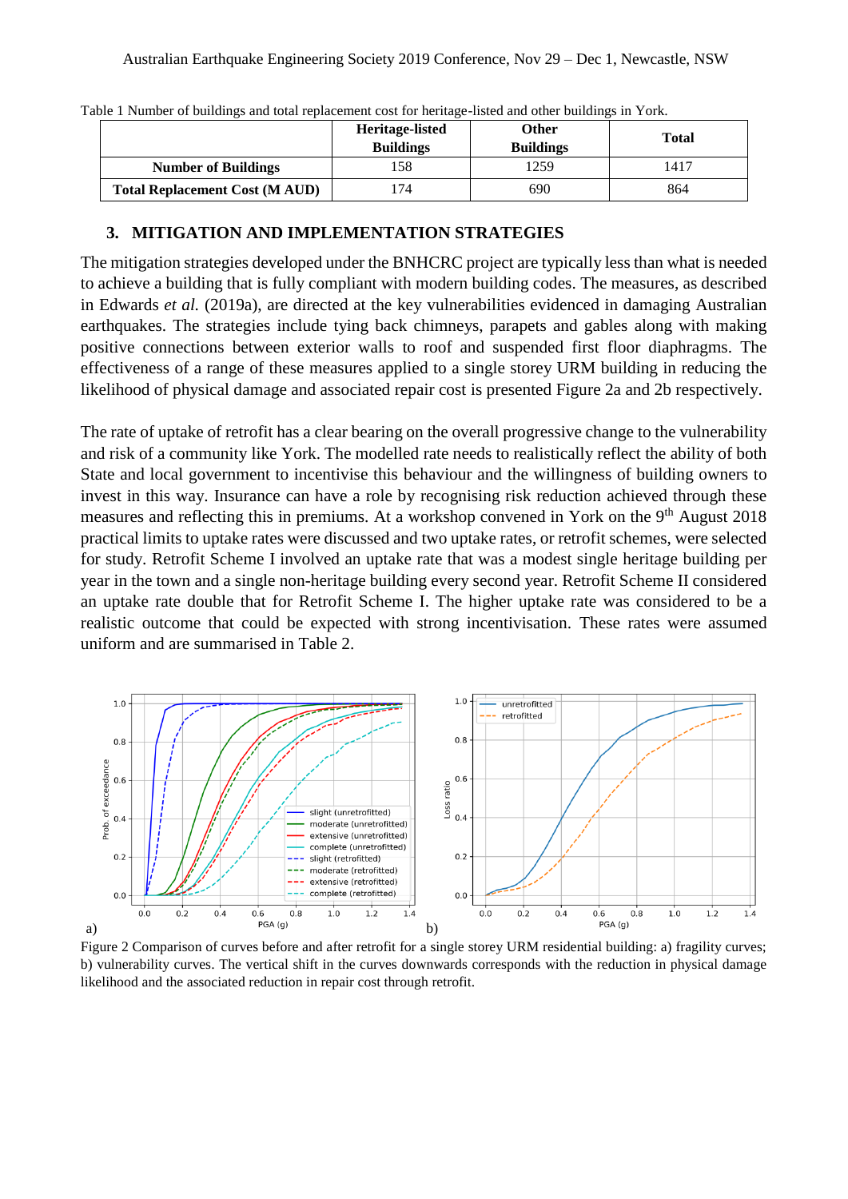Table 1 Number of buildings and total replacement cost for heritage-listed and other buildings in York.

| | Heritage-listed Buildings | Other Buildings | Total |
|---|---|---|---|
| **Number of Buildings** | 158 | 1259 | 1417 |
| **Total Replacement Cost (M AUD)** | 174 | 690 | 864 |

## 3. MITIGATION AND IMPLEMENTATION STRATEGIES

The mitigation strategies developed under the BNHCRC project are typically less than what is needed to achieve a building that is fully compliant with modern building codes. The measures, as described in Edwards *et al.* (2019a), are directed at the key vulnerabilities evidenced in damaging Australian earthquakes. The strategies include tying back chimneys, parapets and gables along with making positive connections between exterior walls to roof and suspended first floor diaphragms. The effectiveness of a range of these measures applied to a single storey URM building in reducing the likelihood of physical damage and associated repair cost is presented Figure 2a and 2b respectively.

The rate of uptake of retrofit has a clear bearing on the overall progressive change to the vulnerability and risk of a community like York. The modelled rate needs to realistically reflect the ability of both State and local government to incentivise this behaviour and the willingness of building owners to invest in this way. Insurance can have a role by recognising risk reduction achieved through these measures and reflecting this in premiums. At a workshop convened in York on the 9th August 2018 practical limits to uptake rates were discussed and two uptake rates, or retrofit schemes, were selected for study. Retrofit Scheme I involved an uptake rate that was a modest single heritage building per year in the town and a single non-heritage building every second year. Retrofit Scheme II considered an uptake rate double that for Retrofit Scheme I. The higher uptake rate was considered to be a realistic outcome that could be expected with strong incentivisation. These rates were assumed uniform and are summarised in Table 2.

Figure 2 Comparison of curves before and after retrofit for a single storey URM residential building: a) fragility curves; b) vulnerability curves. The vertical shift in the curves downwards corresponds with the reduction in physical damage likelihood and the associated reduction in repair cost through retrofit.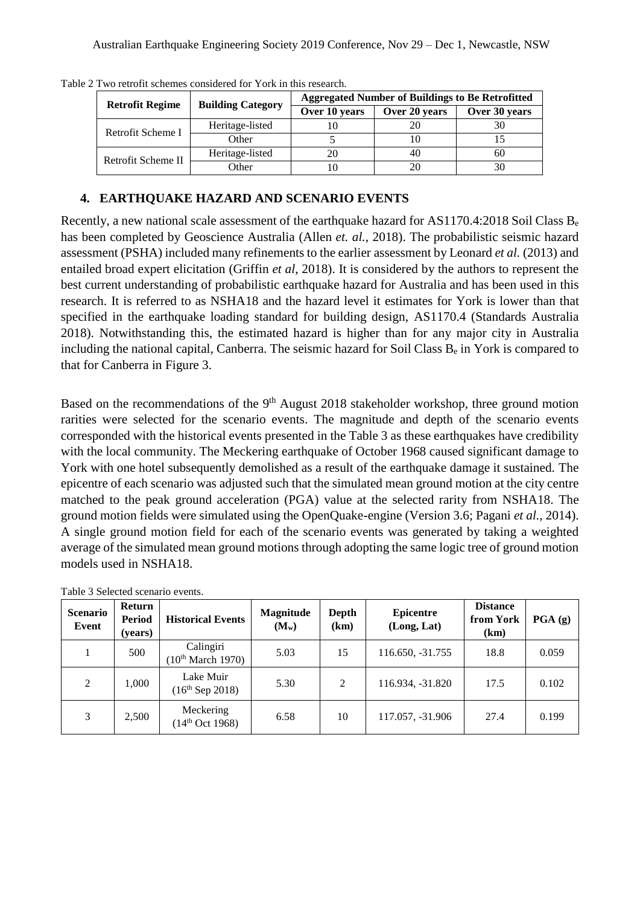Table 2 Two retrofit schemes considered for York in this research.

| Retrofit Regime | Building Category | Aggregated Number of Buildings to Be Retrofitted | | |
|---|---|---|---|---|
| | | Over 10 years | Over 20 years | Over 30 years |
| Retrofit Scheme I | Heritage-listed | 10 | 20 | 30 |
| | Other | 5 | 10 | 15 |
| Retrofit Scheme II | Heritage-listed | 20 | 40 | 60 |
| | Other | 10 | 20 | 30 |

## 4. EARTHQUAKE HAZARD AND SCENARIO EVENTS

Recently, a new national scale assessment of the earthquake hazard for AS1170.4:2018 Soil Class $B_e$ has been completed by Geoscience Australia (Allen *et. al.*, 2018). The probabilistic seismic hazard assessment (PSHA) included many refinements to the earlier assessment by Leonard *et al.* (2013) and entailed broad expert elicitation (Griffin *et al*, 2018). It is considered by the authors to represent the best current understanding of probabilistic earthquake hazard for Australia and has been used in this research. It is referred to as NSHA18 and the hazard level it estimates for York is lower than that specified in the earthquake loading standard for building design, AS1170.4 (Standards Australia 2018). Notwithstanding this, the estimated hazard is higher than for any major city in Australia including the national capital, Canberra. The seismic hazard for Soil Class $B_e$ in York is compared to that for Canberra in Figure 3.

Based on the recommendations of the 9th August 2018 stakeholder workshop, three ground motion rarities were selected for the scenario events. The magnitude and depth of the scenario events corresponded with the historical events presented in the Table 3 as these earthquakes have credibility with the local community. The Meckering earthquake of October 1968 caused significant damage to York with one hotel subsequently demolished as a result of the earthquake damage it sustained. The epicentre of each scenario was adjusted such that the simulated mean ground motion at the city centre matched to the peak ground acceleration (PGA) value at the selected rarity from NSHA18. The ground motion fields were simulated using the OpenQuake-engine (Version 3.6; Pagani *et al.*, 2014). A single ground motion field for each of the scenario events was generated by taking a weighted average of the simulated mean ground motions through adopting the same logic tree of ground motion models used in NSHA18.

Table 3 Selected scenario events.

| Scenario Event | Return Period (years) | Historical Events | Magnitude ($M_w$) | Depth (km) | Epicentre (Long, Lat) | Distance from York (km) | PGA (g) |
|---|---|---|---|---|---|---|---|
| 1 | 500 | Calingiri (10th March 1970) | 5.03 | 15 | 116.650, -31.755 | 18.8 | 0.059 |
| 2 | 1,000 | Lake Muir (16th Sep 2018) | 5.30 | 2 | 116.934, -31.820 | 17.5 | 0.102 |
| 3 | 2,500 | Meckering (14th Oct 1968) | 6.58 | 10 | 117.057, -31.906 | 27.4 | 0.199 |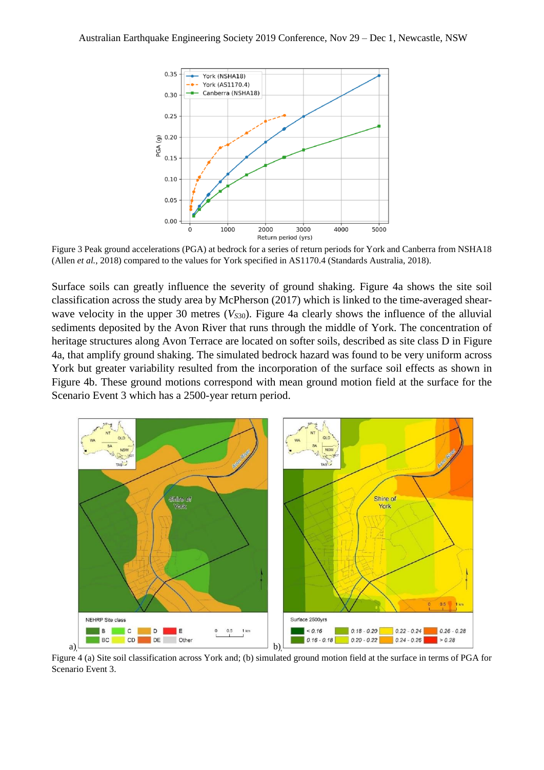Figure 3 Peak ground accelerations (PGA) at bedrock for a series of return periods for York and Canberra from NSHA18 (Allen *et al.*, 2018) compared to the values for York specified in AS1170.4 (Standards Australia, 2018).

Surface soils can greatly influence the severity of ground shaking. Figure 4a shows the site soil classification across the study area by McPherson (2017) which is linked to the time-averaged shear-wave velocity in the upper 30 metres ($V_{S30}$). Figure 4a clearly shows the influence of the alluvial sediments deposited by the Avon River that runs through the middle of York. The concentration of heritage structures along Avon Terrace are located on softer soils, described as site class D in Figure 4a, that amplify ground shaking. The simulated bedrock hazard was found to be very uniform across York but greater variability resulted from the incorporation of the surface soil effects as shown in Figure 4b. These ground motions correspond with mean ground motion field at the surface for the Scenario Event 3 which has a 2500-year return period.

Figure 4 (a) Site soil classification across York and; (b) simulated ground motion field at the surface in terms of PGA for Scenario Event 3.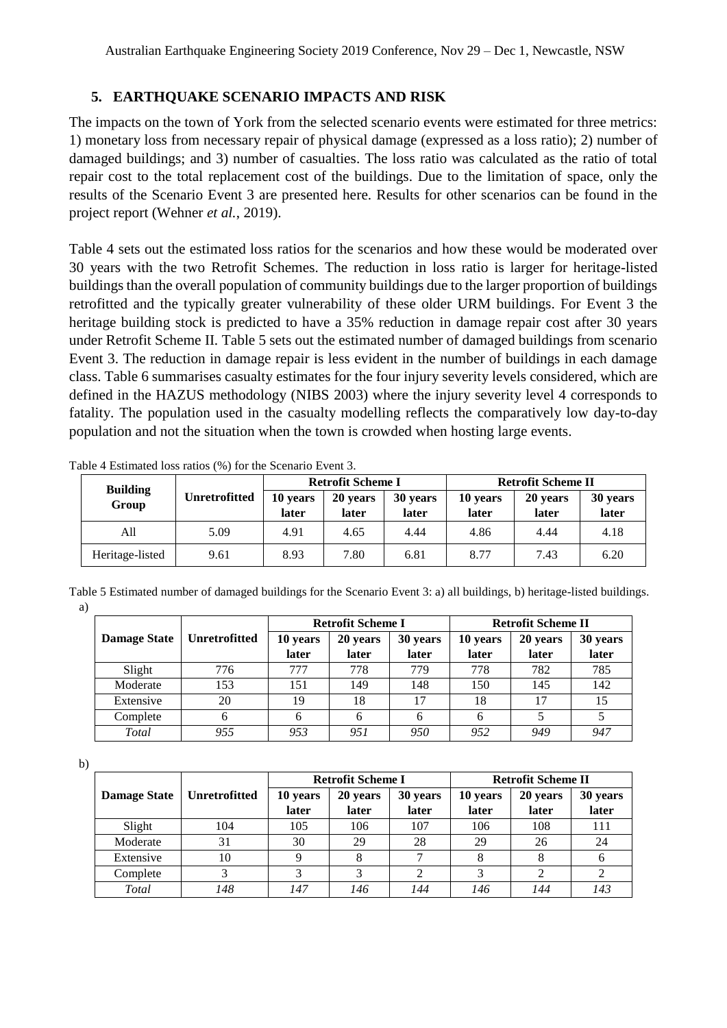## 5. EARTHQUAKE SCENARIO IMPACTS AND RISK

The impacts on the town of York from the selected scenario events were estimated for three metrics: 1) monetary loss from necessary repair of physical damage (expressed as a loss ratio); 2) number of damaged buildings; and 3) number of casualties. The loss ratio was calculated as the ratio of total repair cost to the total replacement cost of the buildings. Due to the limitation of space, only the results of the Scenario Event 3 are presented here. Results for other scenarios can be found in the project report (Wehner *et al.*, 2019).

Table 4 sets out the estimated loss ratios for the scenarios and how these would be moderated over 30 years with the two Retrofit Schemes. The reduction in loss ratio is larger for heritage-listed buildings than the overall population of community buildings due to the larger proportion of buildings retrofitted and the typically greater vulnerability of these older URM buildings. For Event 3 the heritage building stock is predicted to have a 35% reduction in damage repair cost after 30 years under Retrofit Scheme II. Table 5 sets out the estimated number of damaged buildings from scenario Event 3. The reduction in damage repair is less evident in the number of buildings in each damage class. Table 6 summarises casualty estimates for the four injury severity levels considered, which are defined in the HAZUS methodology (NIBS 2003) where the injury severity level 4 corresponds to fatality. The population used in the casualty modelling reflects the comparatively low day-to-day population and not the situation when the town is crowded when hosting large events.

Table 4 Estimated loss ratios (%) for the Scenario Event 3.

| Building Group | Unretrofitted | Retrofit Scheme I | | | Retrofit Scheme II | | |
|---|---|---|---|---|---|---|---|
| | | 10 years later | 20 years later | 30 years later | 10 years later | 20 years later | 30 years later |
| All | 5.09 | 4.91 | 4.65 | 4.44 | 4.86 | 4.44 | 4.18 |
| Heritage-listed | 9.61 | 8.93 | 7.80 | 6.81 | 8.77 | 7.43 | 6.20 |

Table 5 Estimated number of damaged buildings for the Scenario Event 3: a) all buildings, b) heritage-listed buildings.

a)

| Damage State | Unretrofitted | Retrofit Scheme I | | | Retrofit Scheme II | | |
|---|---|---|---|---|---|---|---|
| | | 10 years later | 20 years later | 30 years later | 10 years later | 20 years later | 30 years later |
| Slight | 776 | 777 | 778 | 779 | 778 | 782 | 785 |
| Moderate | 153 | 151 | 149 | 148 | 150 | 145 | 142 |
| Extensive | 20 | 19 | 18 | 17 | 18 | 17 | 15 |
| Complete | 6 | 6 | 6 | 6 | 6 | 5 | 5 |
| *Total* | *955* | *953* | *951* | *950* | *952* | *949* | *947* |

b)

| Damage State | Unretrofitted | Retrofit Scheme I | | | Retrofit Scheme II | | |
|---|---|---|---|---|---|---|---|
| | | 10 years later | 20 years later | 30 years later | 10 years later | 20 years later | 30 years later |
| Slight | 104 | 105 | 106 | 107 | 106 | 108 | 111 |
| Moderate | 31 | 30 | 29 | 28 | 29 | 26 | 24 |
| Extensive | 10 | 9 | 8 | 7 | 8 | 8 | 6 |
| Complete | 3 | 3 | 3 | 2 | 3 | 2 | 2 |
| *Total* | *148* | *147* | *146* | *144* | *146* | *144* | *143* |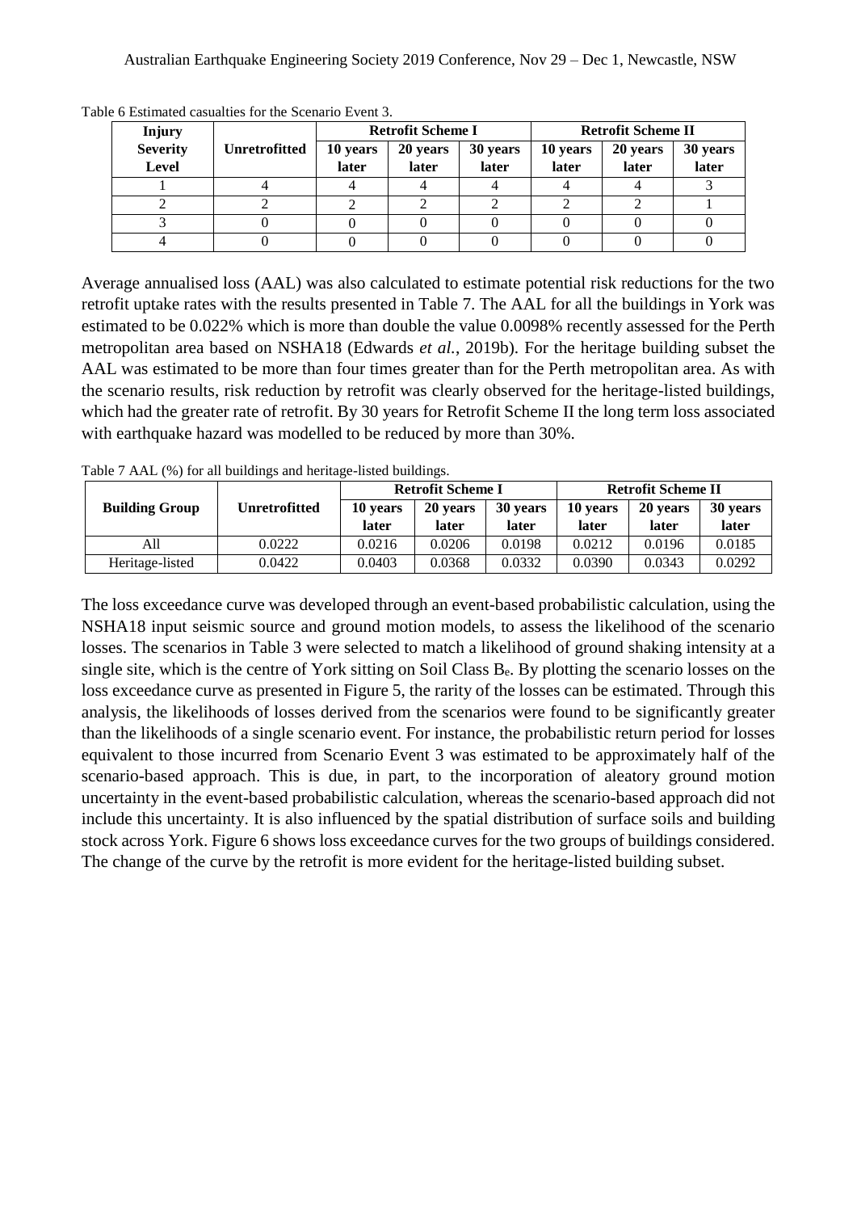Table 6 Estimated casualties for the Scenario Event 3.

| Injury Severity Level | Unretrofitted | Retrofit Scheme I | | | Retrofit Scheme II | | |
|---|---|---|---|---|---|---|---|
| | | 10 years later | 20 years later | 30 years later | 10 years later | 20 years later | 30 years later |
| 1 | 4 | 4 | 4 | 4 | 4 | 4 | 3 |
| 2 | 2 | 2 | 2 | 2 | 2 | 2 | 1 |
| 3 | 0 | 0 | 0 | 0 | 0 | 0 | 0 |
| 4 | 0 | 0 | 0 | 0 | 0 | 0 | 0 |

Average annualised loss (AAL) was also calculated to estimate potential risk reductions for the two retrofit uptake rates with the results presented in Table 7. The AAL for all the buildings in York was estimated to be 0.022% which is more than double the value 0.0098% recently assessed for the Perth metropolitan area based on NSHA18 (Edwards *et al.*, 2019b). For the heritage building subset the AAL was estimated to be more than four times greater than for the Perth metropolitan area. As with the scenario results, risk reduction by retrofit was clearly observed for the heritage-listed buildings, which had the greater rate of retrofit. By 30 years for Retrofit Scheme II the long term loss associated with earthquake hazard was modelled to be reduced by more than 30%.

Table 7 AAL (%) for all buildings and heritage-listed buildings.

| Building Group | Unretrofitted | Retrofit Scheme I | | | Retrofit Scheme II | | |
|---|---|---|---|---|---|---|---|
| | | 10 years later | 20 years later | 30 years later | 10 years later | 20 years later | 30 years later |
| All | 0.0222 | 0.0216 | 0.0206 | 0.0198 | 0.0212 | 0.0196 | 0.0185 |
| Heritage-listed | 0.0422 | 0.0403 | 0.0368 | 0.0332 | 0.0390 | 0.0343 | 0.0292 |

The loss exceedance curve was developed through an event-based probabilistic calculation, using the NSHA18 input seismic source and ground motion models, to assess the likelihood of the scenario losses. The scenarios in Table 3 were selected to match a likelihood of ground shaking intensity at a single site, which is the centre of York sitting on Soil Class $B_e$. By plotting the scenario losses on the loss exceedance curve as presented in Figure 5, the rarity of the losses can be estimated. Through this analysis, the likelihoods of losses derived from the scenarios were found to be significantly greater than the likelihoods of a single scenario event. For instance, the probabilistic return period for losses equivalent to those incurred from Scenario Event 3 was estimated to be approximately half of the scenario-based approach. This is due, in part, to the incorporation of aleatory ground motion uncertainty in the event-based probabilistic calculation, whereas the scenario-based approach did not include this uncertainty. It is also influenced by the spatial distribution of surface soils and building stock across York. Figure 6 shows loss exceedance curves for the two groups of buildings considered. The change of the curve by the retrofit is more evident for the heritage-listed building subset.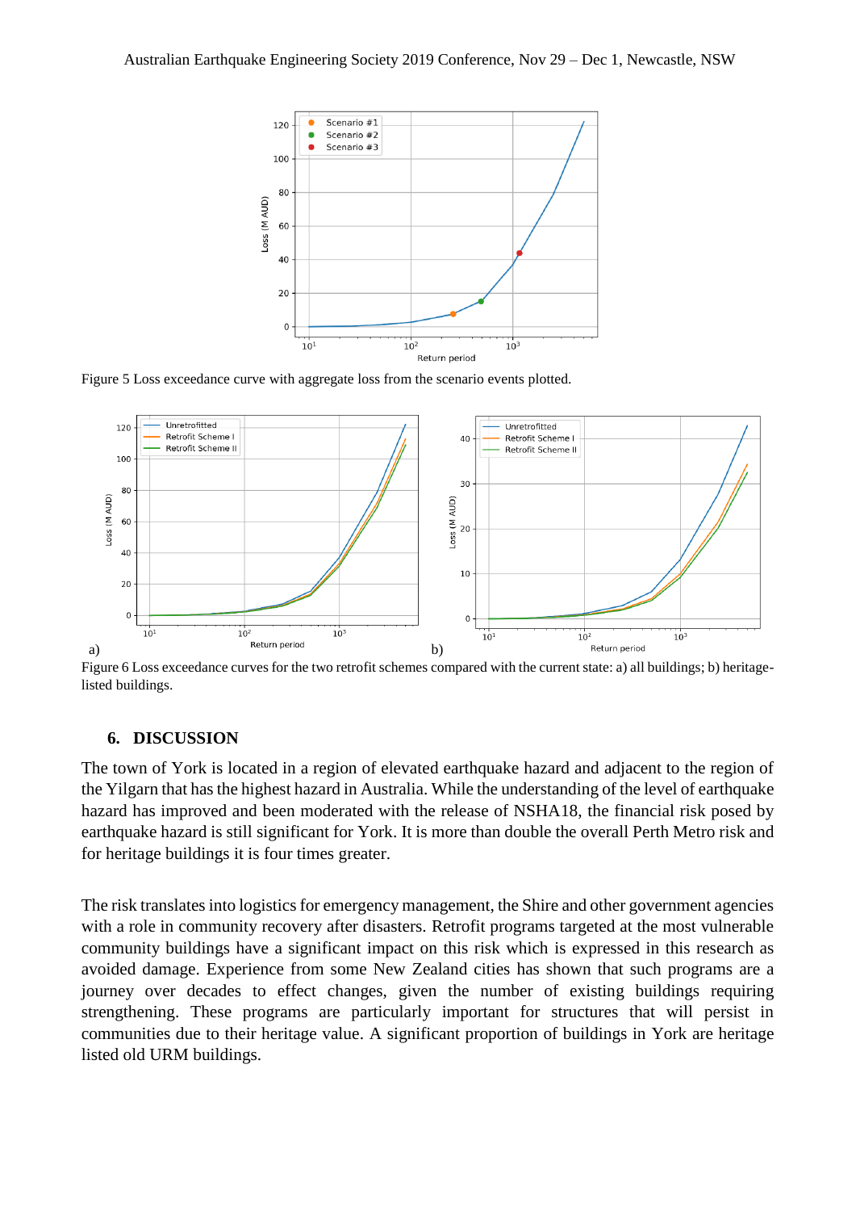Figure 5 Loss exceedance curve with aggregate loss from the scenario events plotted.

a) b)

Figure 6 Loss exceedance curves for the two retrofit schemes compared with the current state: a) all buildings; b) heritage-listed buildings.

## 6. DISCUSSION

The town of York is located in a region of elevated earthquake hazard and adjacent to the region of the Yilgarn that has the highest hazard in Australia. While the understanding of the level of earthquake hazard has improved and been moderated with the release of NSHA18, the financial risk posed by earthquake hazard is still significant for York. It is more than double the overall Perth Metro risk and for heritage buildings it is four times greater.

The risk translates into logistics for emergency management, the Shire and other government agencies with a role in community recovery after disasters. Retrofit programs targeted at the most vulnerable community buildings have a significant impact on this risk which is expressed in this research as avoided damage. Experience from some New Zealand cities has shown that such programs are a journey over decades to effect changes, given the number of existing buildings requiring strengthening. These programs are particularly important for structures that will persist in communities due to their heritage value. A significant proportion of buildings in York are heritage listed old URM buildings.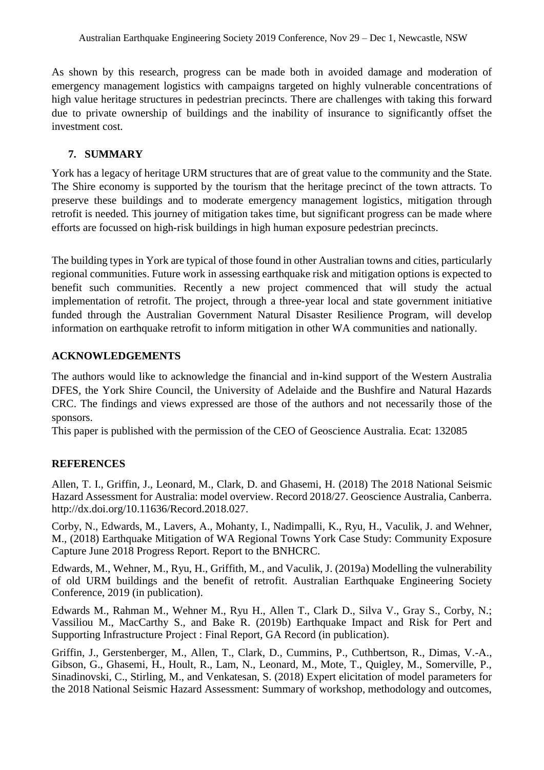As shown by this research, progress can be made both in avoided damage and moderation of emergency management logistics with campaigns targeted on highly vulnerable concentrations of high value heritage structures in pedestrian precincts. There are challenges with taking this forward due to private ownership of buildings and the inability of insurance to significantly offset the investment cost.

## 7. SUMMARY

York has a legacy of heritage URM structures that are of great value to the community and the State. The Shire economy is supported by the tourism that the heritage precinct of the town attracts. To preserve these buildings and to moderate emergency management logistics, mitigation through retrofit is needed. This journey of mitigation takes time, but significant progress can be made where efforts are focussed on high-risk buildings in high human exposure pedestrian precincts.

The building types in York are typical of those found in other Australian towns and cities, particularly regional communities. Future work in assessing earthquake risk and mitigation options is expected to benefit such communities. Recently a new project commenced that will study the actual implementation of retrofit. The project, through a three-year local and state government initiative funded through the Australian Government Natural Disaster Resilience Program, will develop information on earthquake retrofit to inform mitigation in other WA communities and nationally.

## ACKNOWLEDGEMENTS

The authors would like to acknowledge the financial and in-kind support of the Western Australia DFES, the York Shire Council, the University of Adelaide and the Bushfire and Natural Hazards CRC. The findings and views expressed are those of the authors and not necessarily those of the sponsors.
This paper is published with the permission of the CEO of Geoscience Australia. Ecat: 132085

## REFERENCES

Allen, T. I., Griffin, J., Leonard, M., Clark, D. and Ghasemi, H. (2018) The 2018 National Seismic Hazard Assessment for Australia: model overview. Record 2018/27. Geoscience Australia, Canberra. http://dx.doi.org/10.11636/Record.2018.027.

Corby, N., Edwards, M., Lavers, A., Mohanty, I., Nadimpalli, K., Ryu, H., Vaculik, J. and Wehner, M., (2018) Earthquake Mitigation of WA Regional Towns York Case Study: Community Exposure Capture June 2018 Progress Report. Report to the BNHCRC.

Edwards, M., Wehner, M., Ryu, H., Griffith, M., and Vaculik, J. (2019a) Modelling the vulnerability of old URM buildings and the benefit of retrofit. Australian Earthquake Engineering Society Conference, 2019 (in publication).

Edwards M., Rahman M., Wehner M., Ryu H., Allen T., Clark D., Silva V., Gray S., Corby, N.; Vassiliou M., MacCarthy S., and Bake R. (2019b) Earthquake Impact and Risk for Pert and Supporting Infrastructure Project : Final Report, GA Record (in publication).

Griffin, J., Gerstenberger, M., Allen, T., Clark, D., Cummins, P., Cuthbertson, R., Dimas, V.-A., Gibson, G., Ghasemi, H., Hoult, R., Lam, N., Leonard, M., Mote, T., Quigley, M., Somerville, P., Sinadinovski, C., Stirling, M., and Venkatesan, S. (2018) Expert elicitation of model parameters for the 2018 National Seismic Hazard Assessment: Summary of workshop, methodology and outcomes,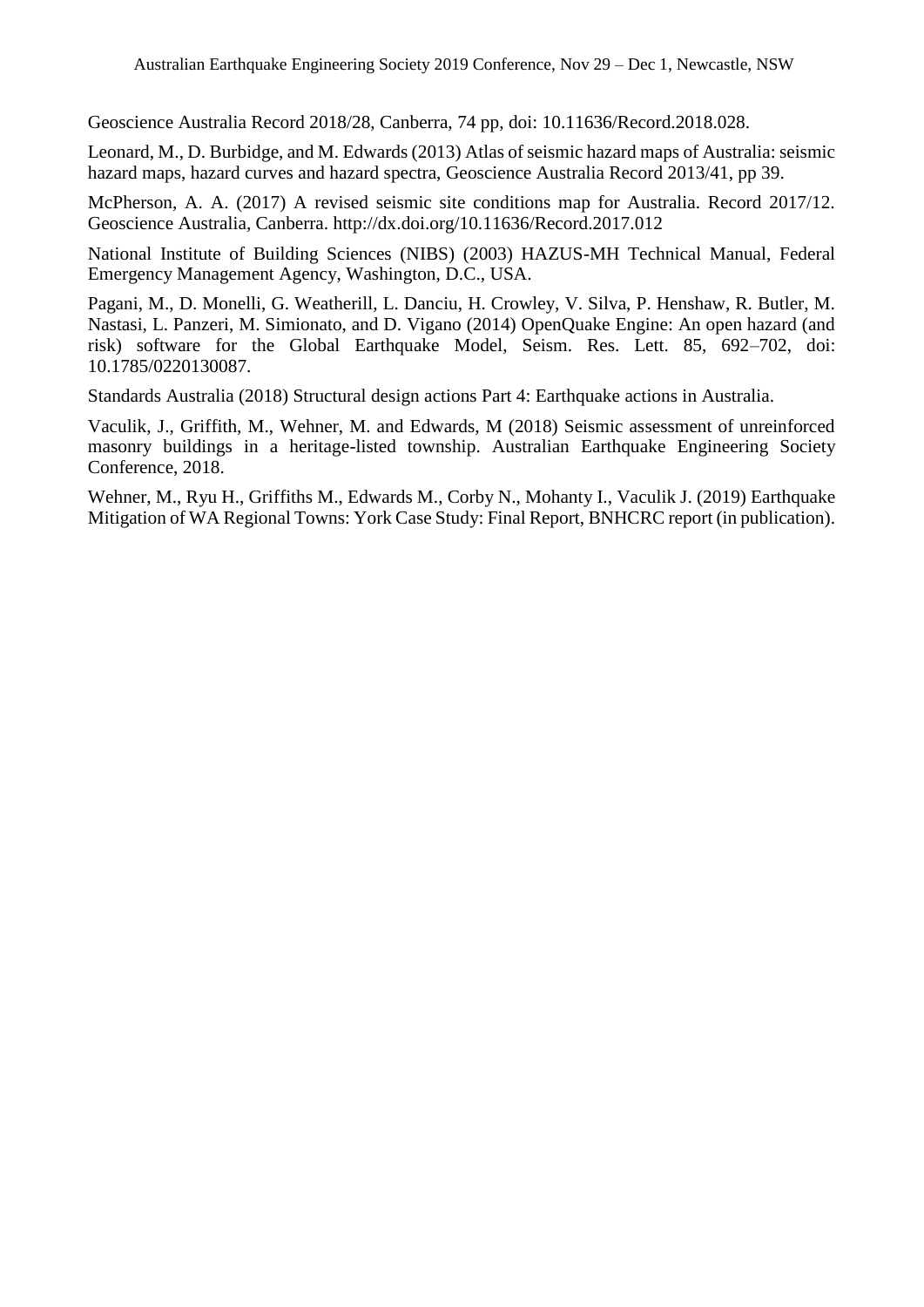Geoscience Australia Record 2018/28, Canberra, 74 pp, doi: 10.11636/Record.2018.028.

Leonard, M., D. Burbidge, and M. Edwards (2013) Atlas of seismic hazard maps of Australia: seismic hazard maps, hazard curves and hazard spectra, Geoscience Australia Record 2013/41, pp 39.

McPherson, A. A. (2017) A revised seismic site conditions map for Australia. Record 2017/12. Geoscience Australia, Canberra. http://dx.doi.org/10.11636/Record.2017.012

National Institute of Building Sciences (NIBS) (2003) HAZUS-MH Technical Manual, Federal Emergency Management Agency, Washington, D.C., USA.

Pagani, M., D. Monelli, G. Weatherill, L. Danciu, H. Crowley, V. Silva, P. Henshaw, R. Butler, M. Nastasi, L. Panzeri, M. Simionato, and D. Vigano (2014) OpenQuake Engine: An open hazard (and risk) software for the Global Earthquake Model, Seism. Res. Lett. 85, 692–702, doi: 10.1785/0220130087.

Standards Australia (2018) Structural design actions Part 4: Earthquake actions in Australia.

Vaculik, J., Griffith, M., Wehner, M. and Edwards, M (2018) Seismic assessment of unreinforced masonry buildings in a heritage-listed township. Australian Earthquake Engineering Society Conference, 2018.

Wehner, M., Ryu H., Griffiths M., Edwards M., Corby N., Mohanty I., Vaculik J. (2019) Earthquake Mitigation of WA Regional Towns: York Case Study: Final Report, BNHCRC report (in publication).